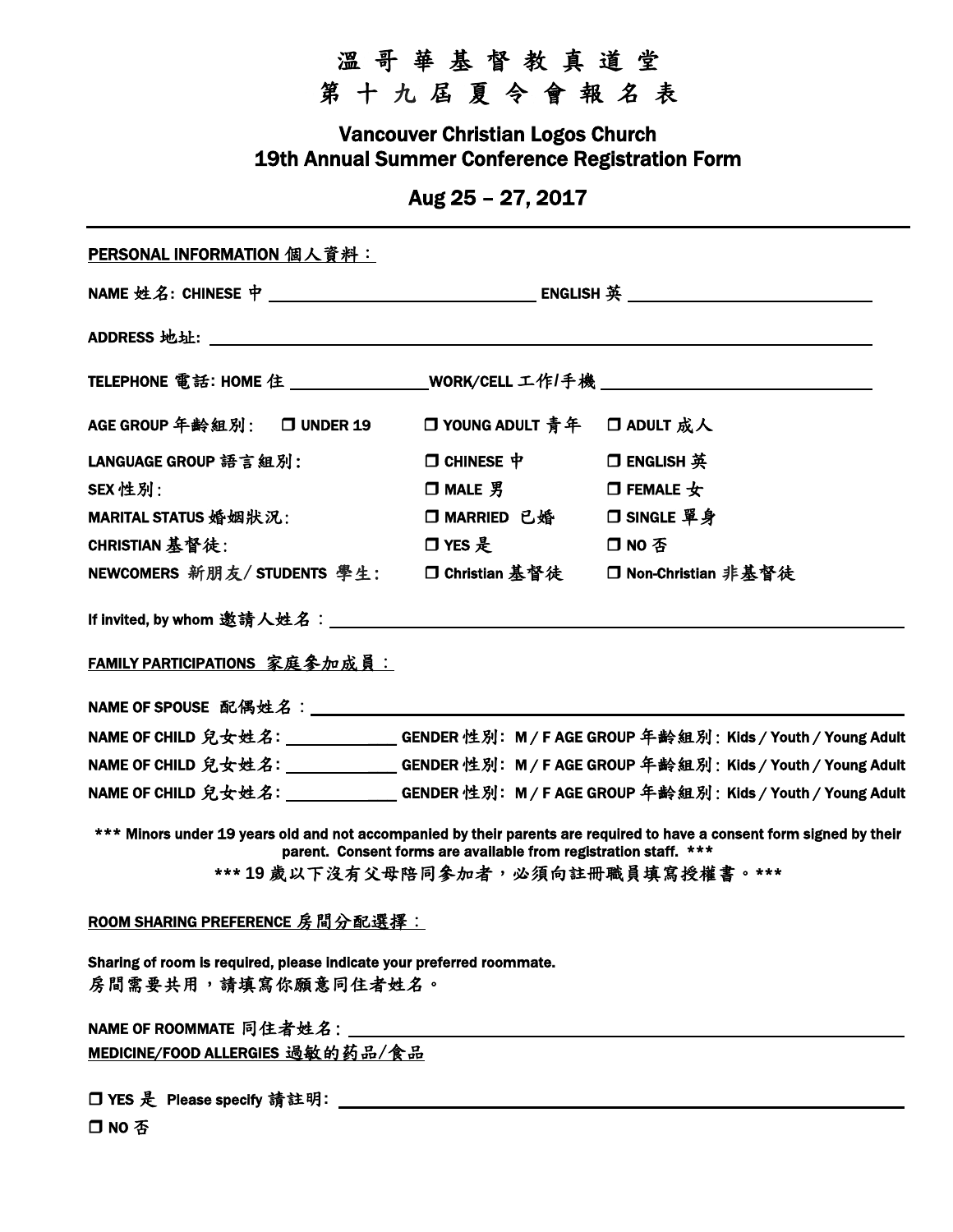# 溫 哥 華 基 督 教 真 道 堂
# 第 十 九 屆 夏 令 會 報 名 表

## Vancouver Christian Logos Church
## 19th Annual Summer Conference Registration Form

## Aug 25 – 27, 2017

---

**PERSONAL INFORMATION 個人資料：**

**NAME 姓名: CHINESE 中** ______________________ **ENGLISH 英** ______________________

**ADDRESS 地址:** ____________________________________________

**TELEPHONE 電話: HOME 住** ______________ **WORK/CELL 工作/手機** ______________________

**AGE GROUP 年齡組別:** ☐ UNDER 19 ☐ YOUNG ADULT 青年 ☐ ADULT 成人

**LANGUAGE GROUP 語言組別:** ☐ CHINESE 中 ☐ ENGLISH 英

**SEX 性別:** ☐ MALE 男 ☐ FEMALE 女

**MARITAL STATUS 婚姻狀況:** ☐ MARRIED 已婚 ☐ SINGLE 單身

**CHRISTIAN 基督徒:** ☐ YES 是 ☐ NO 否

**NEWCOMERS 新朋友/ STUDENTS 學生:** ☐ Christian 基督徒 ☐ Non-Christian 非基督徒

**If invited, by whom 邀請人姓名：** ____________________________________________

**FAMILY PARTICIPATIONS 家庭參加成員：**

**NAME OF SPOUSE 配偶姓名：** ____________________________________________

**NAME OF CHILD 兒女姓名:** ____________ **GENDER 性別: M / F AGE GROUP 年齡組別: Kids / Youth / Young Adult**

**NAME OF CHILD 兒女姓名:** ____________ **GENDER 性別: M / F AGE GROUP 年齡組別: Kids / Youth / Young Adult**

**NAME OF CHILD 兒女姓名:** ____________ **GENDER 性別: M / F AGE GROUP 年齡組別: Kids / Youth / Young Adult**

**\*\*\* Minors under 19 years old and not accompanied by their parents are required to have a consent form signed by their parent. Consent forms are available from registration staff. \*\*\***

**\*\*\* 19 歲以下沒有父母陪同參加者，必須向註冊職員填寫授權書。\*\*\***

**ROOM SHARING PREFERENCE 房間分配選擇：**

**Sharing of room is required, please indicate your preferred roommate.**
**房間需要共用，請填寫你願意同住者姓名。**

**NAME OF ROOMMATE 同住者姓名:** ____________________________________________

**MEDICINE/FOOD ALLERGIES 過敏的葯品/食品**

☐ **YES 是 Please specify 請註明:** ____________________________________________

☐ **NO 否**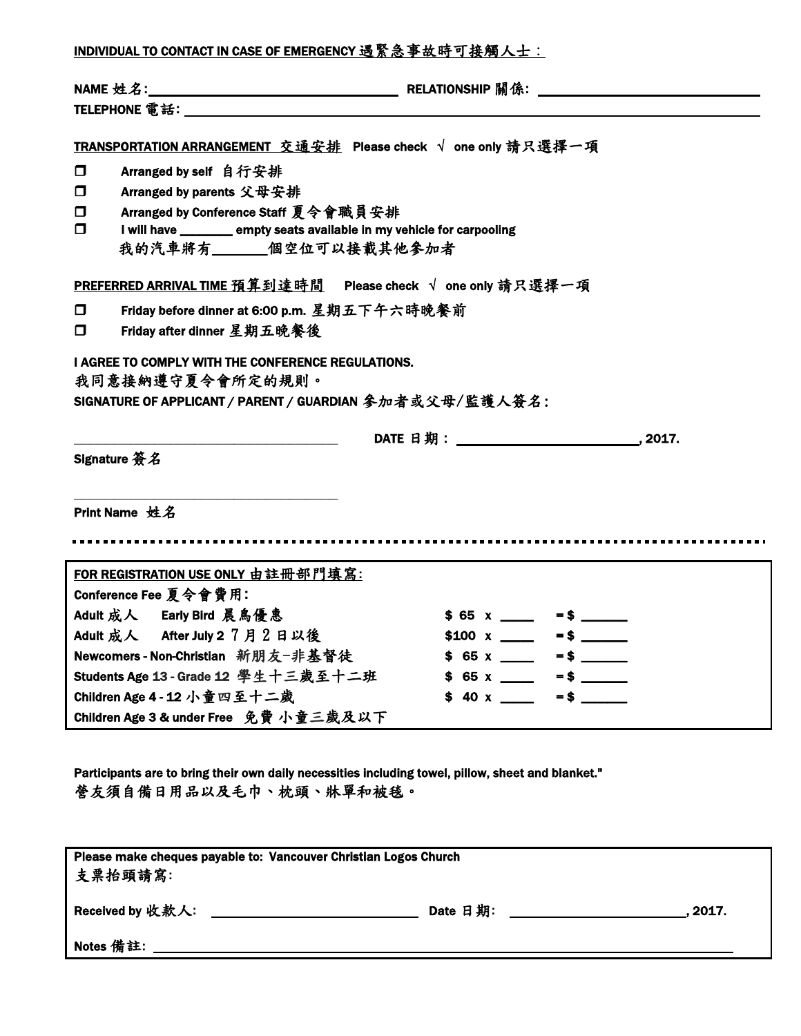**INDIVIDUAL TO CONTACT IN CASE OF EMERGENCY 遇緊急事故時可接觸人士：**

NAME 姓名: ______________________________ RELATIONSHIP 關係: ______________________________

TELEPHONE 電話: ______________________________________________________________

**TRANSPORTATION ARRANGEMENT 交通安排** Please check √ one only 請只選擇一項

- ☐ Arranged by self 自行安排
- ☐ Arranged by parents 父母安排
- ☐ Arranged by Conference Staff 夏令會職員安排
- ☐ I will have ________ empty seats available in my vehicle for carpooling
  我的汽車將有_______個空位可以接載其他參加者

**PREFERRED ARRIVAL TIME 預算到達時間** Please check √ one only 請只選擇一項

- ☐ Friday before dinner at 6:00 p.m. 星期五下午六時晚餐前
- ☐ Friday after dinner 星期五晚餐後

I AGREE TO COMPLY WITH THE CONFERENCE REGULATIONS.
我同意接納遵守夏令會所定的規則。
SIGNATURE OF APPLICANT / PARENT / GUARDIAN 參加者或父母/監護人簽名:

______________________________ DATE 日期： ______________________, 2017.

Signature 簽名

______________________________

Print Name 姓名

---

| FOR REGISTRATION USE ONLY 由註冊部門填寫: | | |
|---|---|---|
| Conference Fee 夏令會費用: | | |
| Adult 成人 Early Bird 晨鳥優惠 | $ 65 x ____ | = $ ______ |
| Adult 成人 After July 2 7月2日以後 | $100 x ____ | = $ ______ |
| Newcomers - Non-Christian 新朋友-非基督徒 | $ 65 x ____ | = $ ______ |
| Students Age 13 - Grade 12 學生十三歲至十二班 | $ 65 x ____ | = $ ______ |
| Children Age 4 - 12 小童四至十二歲 | $ 40 x ____ | = $ ______ |
| Children Age 3 & under Free 免費 小童三歲及以下 | | |

Participants are to bring their own daily necessities including towel, pillow, sheet and blanket."
營友須自備日用品以及毛巾、枕頭、牀單和被毯。

Please make cheques payable to: Vancouver Christian Logos Church
支票抬頭請寫:

Received by 收款人: ______________________ Date 日期: ______________________, 2017.

Notes 備註: ______________________________________________________________